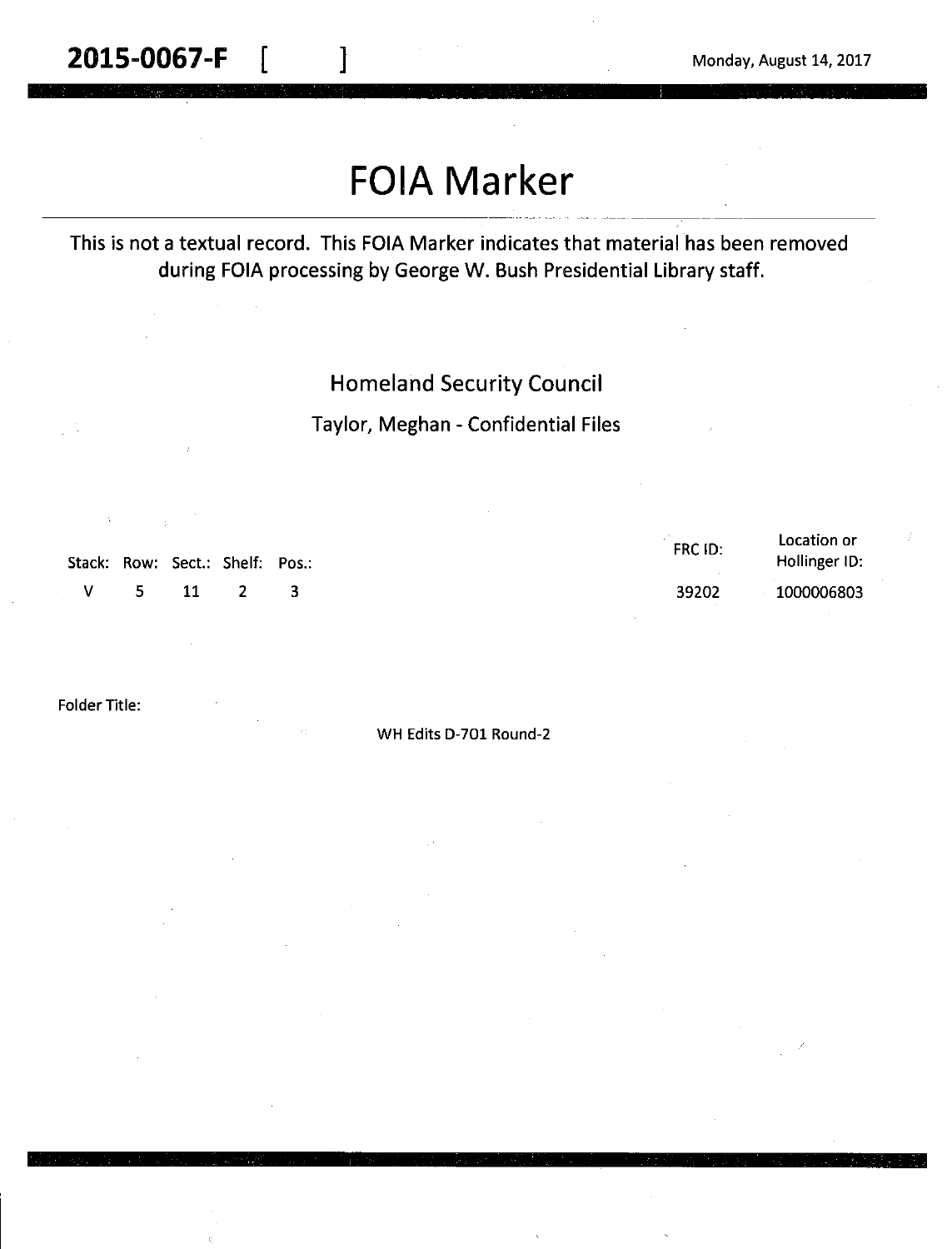**2015-0067-F [ ]** Monday, August 14, 2017

# FOIA Marker

This is not a textual record. This FOIA Marker indicates that material has been removed during FOIA processing by George W. Bush Presidential Library staff.

Homeland Security Council

Taylor, Meghan - Confidential Files

| Stack: | Row: | Sect.: | Shelf: | Pos.: | FRC ID: | Location or Hollinger ID: |
|---|---|---|---|---|---|---|
| V | 5 | 11 | 2 | 3 | 39202 | 1000006803 |

Folder Title:

WH Edits D-701 Round-2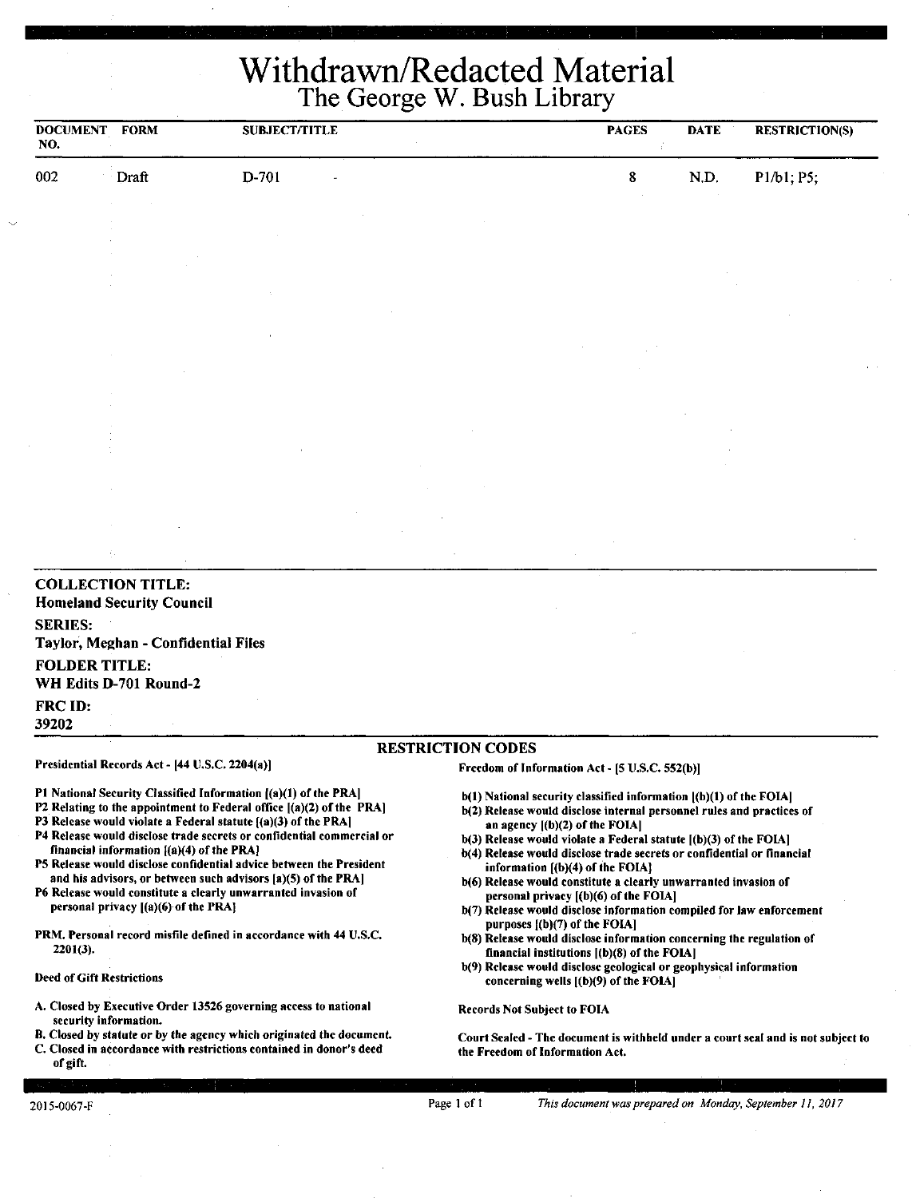# Withdrawn/Redacted Material

## The George W. Bush Library

| DOCUMENT NO. | FORM | SUBJECT/TITLE | PAGES | DATE | RESTRICTION(S) |
|---|---|---|---|---|---|
| 002 | Draft | D-701 | 8 | N.D. | P1/b1; P5; |

**COLLECTION TITLE:**
Homeland Security Council

**SERIES:**
Taylor, Meghan - Confidential Files

**FOLDER TITLE:**
WH Edits D-701 Round-2

**FRC ID:**
39202

### RESTRICTION CODES

**Presidential Records Act - [44 U.S.C. 2204(a)]**

- P1 National Security Classified Information [(a)(1) of the PRA]
- P2 Relating to the appointment to Federal office [(a)(2) of the PRA]
- P3 Release would violate a Federal statute [(a)(3) of the PRA]
- P4 Release would disclose trade secrets or confidential commercial or financial information [(a)(4) of the PRA]
- P5 Release would disclose confidential advice between the President and his advisors, or between such advisors [a)(5) of the PRA]
- P6 Release would constitute a clearly unwarranted invasion of personal privacy [(a)(6) of the PRA]

PRM. Personal record misfile defined in accordance with 44 U.S.C. 2201(3).

**Deed of Gift Restrictions**

- A. Closed by Executive Order 13526 governing access to national security information.
- B. Closed by statute or by the agency which originated the document.
- C. Closed in accordance with restrictions contained in donor's deed of gift.

**Freedom of Information Act - [5 U.S.C. 552(b)]**

- b(1) National security classified information [(b)(1) of the FOIA]
- b(2) Release would disclose internal personnel rules and practices of an agency [(b)(2) of the FOIA]
- b(3) Release would violate a Federal statute [(b)(3) of the FOIA]
- b(4) Release would disclose trade secrets or confidential or financial information [(b)(4) of the FOIA]
- b(6) Release would constitute a clearly unwarranted invasion of personal privacy [(b)(6) of the FOIA]
- b(7) Release would disclose information compiled for law enforcement purposes [(b)(7) of the FOIA]
- b(8) Release would disclose information concerning the regulation of financial institutions [(b)(8) of the FOIA]
- b(9) Release would disclose geological or geophysical information concerning wells [(b)(9) of the FOIA]

**Records Not Subject to FOIA**

**Court Sealed - The document is withheld under a court seal and is not subject to the Freedom of Information Act.**

2015-0067-F

*This document was prepared on Monday, September 11, 2017*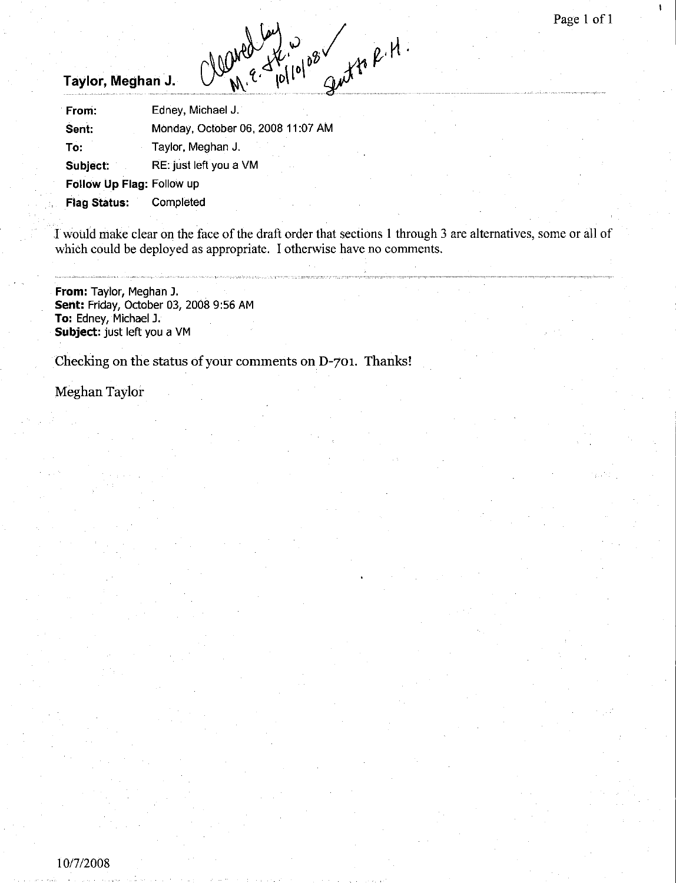**Taylor, Meghan J.**

Cleared by M.E. Stew 10/10/08 ✓ Sent to R.H.

| | |
|---|---|
| **From:** | Edney, Michael J. |
| **Sent:** | Monday, October 06, 2008 11:07 AM |
| **To:** | Taylor, Meghan J. |
| **Subject:** | RE: just left you a VM |
| **Follow Up Flag:** | Follow up |
| **Flag Status:** | Completed |

I would make clear on the face of the draft order that sections 1 through 3 are alternatives, some or all of which could be deployed as appropriate. I otherwise have no comments.

---

**From:** Taylor, Meghan J.
**Sent:** Friday, October 03, 2008 9:56 AM
**To:** Edney, Michael J.
**Subject:** just left you a VM

Checking on the status of your comments on D-701. Thanks!

Meghan Taylor

10/7/2008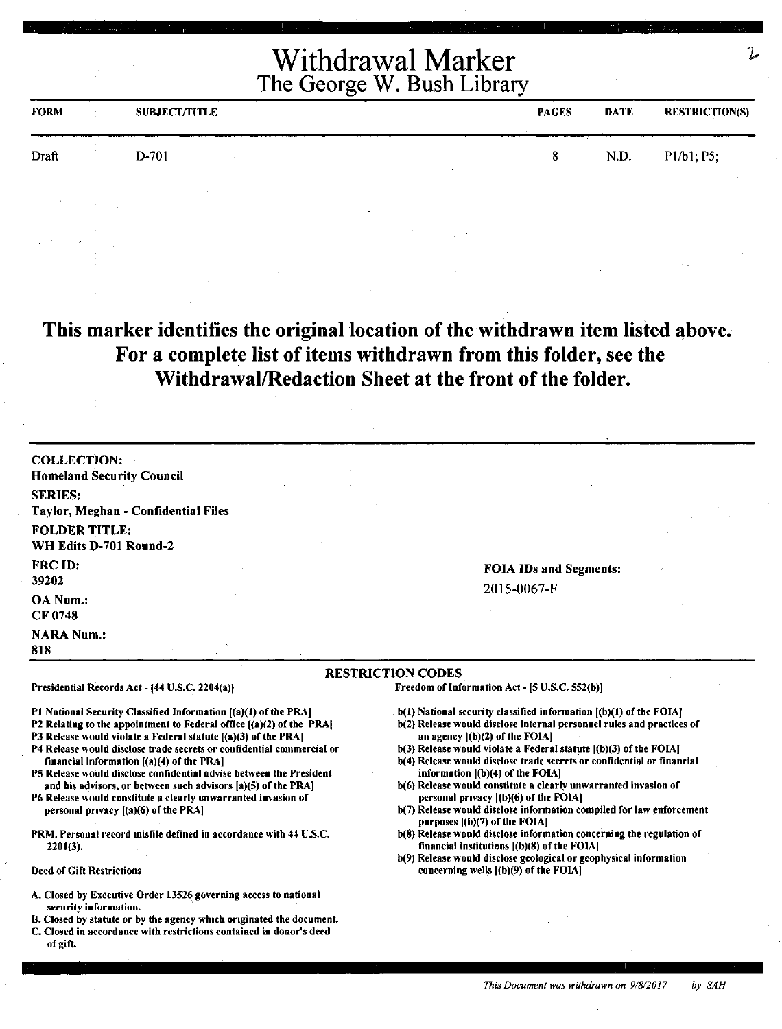# Withdrawal Marker
## The George W. Bush Library

| FORM | SUBJECT/TITLE | PAGES | DATE | RESTRICTION(S) |
|---|---|---|---|---|
| Draft | D-701 | 8 | N.D. | P1/b1; P5; |

**This marker identifies the original location of the withdrawn item listed above. For a complete list of items withdrawn from this folder, see the Withdrawal/Redaction Sheet at the front of the folder.**

**COLLECTION:**
**Homeland Security Council**

**SERIES:**
**Taylor, Meghan - Confidential Files**

**FOLDER TITLE:**
**WH Edits D-701 Round-2**

**FRC ID:**
**39202**

**OA Num.:**
**CF 0748**

**NARA Num.:**
**818**

**FOIA IDs and Segments:**
2015-0067-F

**RESTRICTION CODES**

Presidential Records Act - [44 U.S.C. 2204(a)]

P1 National Security Classified Information [(a)(1) of the PRA]
P2 Relating to the appointment to Federal office [(a)(2) of the PRA]
P3 Release would violate a Federal statute [(a)(3) of the PRA]
P4 Release would disclose trade secrets or confidential commercial or financial information [(a)(4) of the PRA]
P5 Release would disclose confidential advise between the President and his advisors, or between such advisors [a)(5) of the PRA]
P6 Release would constitute a clearly unwarranted invasion of personal privacy [(a)(6) of the PRA]

PRM. Personal record misfile defined in accordance with 44 U.S.C. 2201(3).

Deed of Gift Restrictions

A. Closed by Executive Order 13526 governing access to national security information.
B. Closed by statute or by the agency which originated the document.
C. Closed in accordance with restrictions contained in donor's deed of gift.

Freedom of Information Act - [5 U.S.C. 552(b)]

b(1) National security classified information [(b)(1) of the FOIA]
b(2) Release would disclose internal personnel rules and practices of an agency [(b)(2) of the FOIA]
b(3) Release would violate a Federal statute [(b)(3) of the FOIA]
b(4) Release would disclose trade secrets or confidential or financial information [(b)(4) of the FOIA]
b(6) Release would constitute a clearly unwarranted invasion of personal privacy [(b)(6) of the FOIA]
b(7) Release would disclose information compiled for law enforcement purposes [(b)(7) of the FOIA]
b(8) Release would disclose information concerning the regulation of financial institutions [(b)(8) of the FOIA]
b(9) Release would disclose geological or geophysical information concerning wells [(b)(9) of the FOIA]

*This Document was withdrawn on 9/8/2017 by SAH*